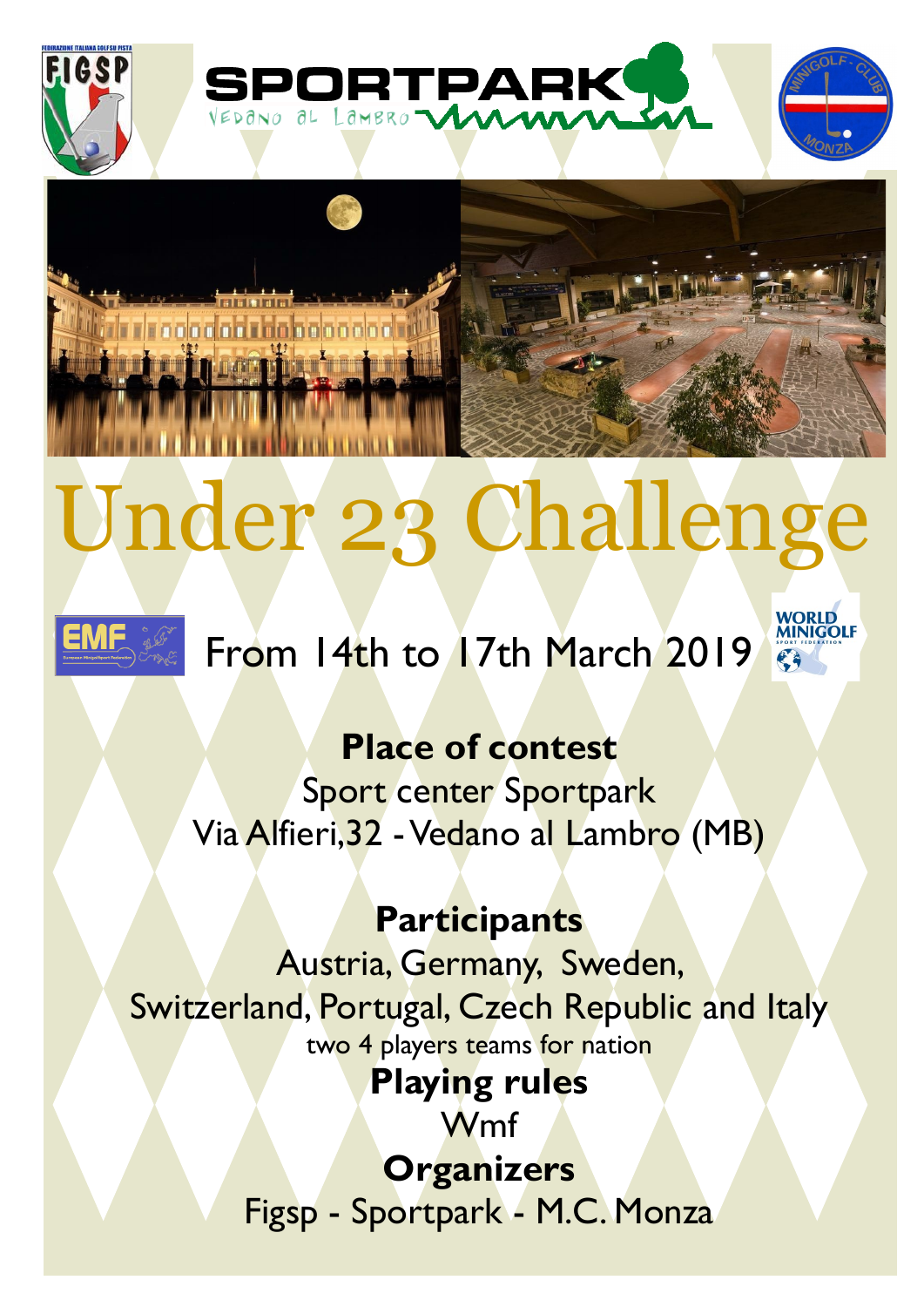# Under 23 Challenge

From 14th to 17th March 2019

**Place of contest**

Sport center Sportpark

Via Alfieri,32 - Vedano al Lambro (MB)

**Participants**

Austria, Germany, Sweden,

Switzerland, Portugal, Czech Republic and Italy

two 4 players teams for nation

**Playing rules**

Wmf

**Organizers**

Figsp - Sportpark - M.C. Monza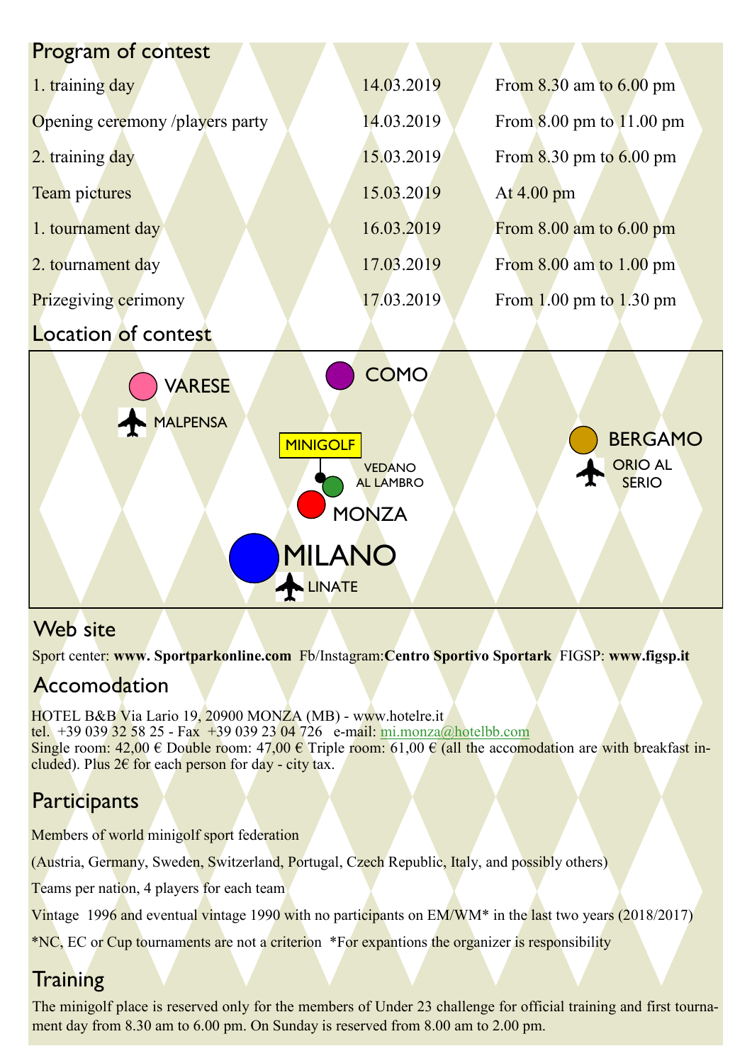## Program of contest

| | | |
|---|---|---|
| 1. training day | 14.03.2019 | From 8.30 am to 6.00 pm |
| Opening ceremony /players party | 14.03.2019 | From 8.00 pm to 11.00 pm |
| 2. training day | 15.03.2019 | From 8.30 pm to 6.00 pm |
| Team pictures | 15.03.2019 | At 4.00 pm |
| 1. tournament day | 16.03.2019 | From 8.00 am to 6.00 pm |
| 2. tournament day | 17.03.2019 | From 8.00 am to 1.00 pm |
| Prizegiving cerimony | 17.03.2019 | From 1.00 pm to 1.30 pm |

## Location of contest

VARESE
MALPENSA
COMO
MINIGOLF
VEDANO AL LAMBRO
MONZA
MILANO
LINATE
BERGAMO
ORIO AL SERIO

## Web site

Sport center: **www. Sportparkonline.com** Fb/Instagram:**Centro Sportivo Sportark** FIGSP: **www.figsp.it**

## Accomodation

HOTEL B&B Via Lario 19, 20900 MONZA (MB) - www.hotelre.it
tel. +39 039 32 58 25 - Fax +39 039 23 04 726 e-mail: mi.monza@hotelbb.com
Single room: 42,00 € Double room: 47,00 € Triple room: 61,00 € (all the accomodation are with breakfast included). Plus 2€ for each person for day - city tax.

## Participants

Members of world minigolf sport federation

(Austria, Germany, Sweden, Switzerland, Portugal, Czech Republic, Italy, and possibly others)

Teams per nation, 4 players for each team

Vintage 1996 and eventual vintage 1990 with no participants on EM/WM* in the last two years (2018/2017)

*NC, EC or Cup tournaments are not a criterion *For expantions the organizer is responsibility

## Training

The minigolf place is reserved only for the members of Under 23 challenge for official training and first tournament day from 8.30 am to 6.00 pm. On Sunday is reserved from 8.00 am to 2.00 pm.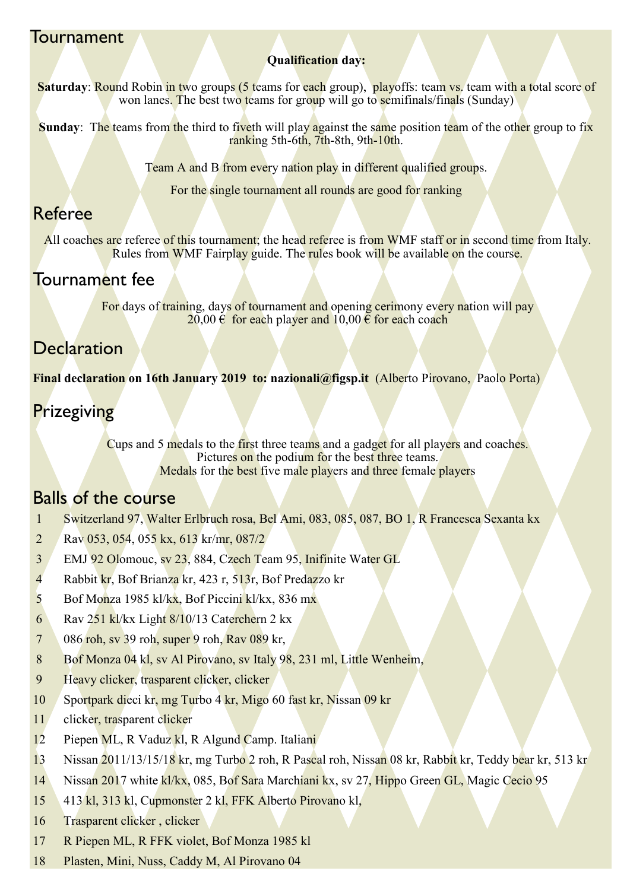## Tournament

**Qualification day:**

**Saturday**: Round Robin in two groups (5 teams for each group), playoffs: team vs. team with a total score of won lanes. The best two teams for group will go to semifinals/finals (Sunday)

**Sunday**: The teams from the third to fiveth will play against the same position team of the other group to fix ranking 5th-6th, 7th-8th, 9th-10th.

Team A and B from every nation play in different qualified groups.

For the single tournament all rounds are good for ranking

## Referee

All coaches are referee of this tournament; the head referee is from WMF staff or in second time from Italy. Rules from WMF Fairplay guide. The rules book will be available on the course.

## Tournament fee

For days of training, days of tournament and opening cerimony every nation will pay 20,00 € for each player and 10,00 € for each coach

## Declaration

**Final declaration on 16th January 2019 to: nazionali@figsp.it** (Alberto Pirovano, Paolo Porta)

## Prizegiving

Cups and 5 medals to the first three teams and a gadget for all players and coaches.
Pictures on the podium for the best three teams.
Medals for the best five male players and three female players

## Balls of the course

1. Switzerland 97, Walter Erlbruch rosa, Bel Ami, 083, 085, 087, BO 1, R Francesca Sexanta kx
2. Rav 053, 054, 055 kx, 613 kr/mr, 087/2
3. EMJ 92 Olomouc, sv 23, 884, Czech Team 95, Inifinite Water GL
4. Rabbit kr, Bof Brianza kr, 423 r, 513r, Bof Predazzo kr
5. Bof Monza 1985 kl/kx, Bof Piccini kl/kx, 836 mx
6. Rav 251 kl/kx Light 8/10/13 Caterchern 2 kx
7. 086 roh, sv 39 roh, super 9 roh, Rav 089 kr,
8. Bof Monza 04 kl, sv Al Pirovano, sv Italy 98, 231 ml, Little Wenheim,
9. Heavy clicker, trasparent clicker, clicker
10. Sportpark dieci kr, mg Turbo 4 kr, Migo 60 fast kr, Nissan 09 kr
11. clicker, trasparent clicker
12. Piepen ML, R Vaduz kl, R Algund Camp. Italiani
13. Nissan 2011/13/15/18 kr, mg Turbo 2 roh, R Pascal roh, Nissan 08 kr, Rabbit kr, Teddy bear kr, 513 kr
14. Nissan 2017 white kl/kx, 085, Bof Sara Marchiani kx, sv 27, Hippo Green GL, Magic Cecio 95
15. 413 kl, 313 kl, Cupmonster 2 kl, FFK Alberto Pirovano kl,
16. Trasparent clicker , clicker
17. R Piepen ML, R FFK violet, Bof Monza 1985 kl
18. Plasten, Mini, Nuss, Caddy M, Al Pirovano 04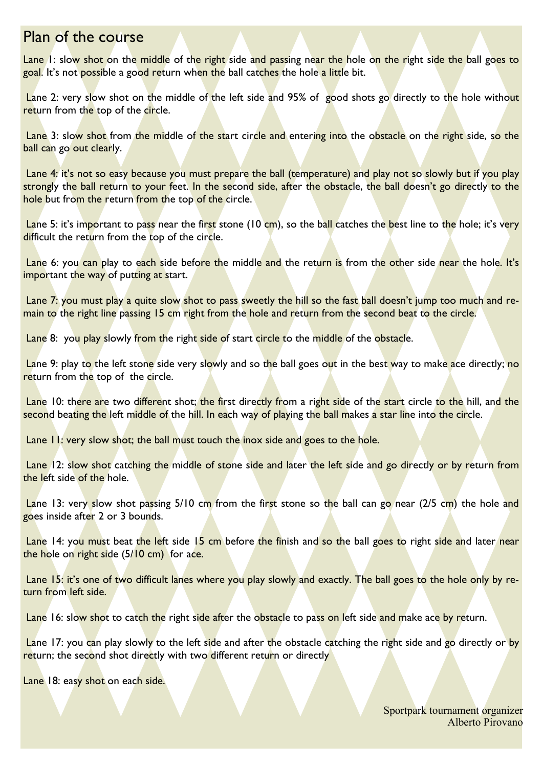# Plan of the course

Lane 1: slow shot on the middle of the right side and passing near the hole on the right side the ball goes to goal. It's not possible a good return when the ball catches the hole a little bit.

Lane 2: very slow shot on the middle of the left side and 95% of good shots go directly to the hole without return from the top of the circle.

Lane 3: slow shot from the middle of the start circle and entering into the obstacle on the right side, so the ball can go out clearly.

Lane 4: it's not so easy because you must prepare the ball (temperature) and play not so slowly but if you play strongly the ball return to your feet. In the second side, after the obstacle, the ball doesn't go directly to the hole but from the return from the top of the circle.

Lane 5: it's important to pass near the first stone (10 cm), so the ball catches the best line to the hole; it's very difficult the return from the top of the circle.

Lane 6: you can play to each side before the middle and the return is from the other side near the hole. It's important the way of putting at start.

Lane 7: you must play a quite slow shot to pass sweetly the hill so the fast ball doesn't jump too much and remain to the right line passing 15 cm right from the hole and return from the second beat to the circle.

Lane 8: you play slowly from the right side of start circle to the middle of the obstacle.

Lane 9: play to the left stone side very slowly and so the ball goes out in the best way to make ace directly; no return from the top of the circle.

Lane 10: there are two different shot; the first directly from a right side of the start circle to the hill, and the second beating the left middle of the hill. In each way of playing the ball makes a star line into the circle.

Lane 11: very slow shot; the ball must touch the inox side and goes to the hole.

Lane 12: slow shot catching the middle of stone side and later the left side and go directly or by return from the left side of the hole.

Lane 13: very slow shot passing 5/10 cm from the first stone so the ball can go near (2/5 cm) the hole and goes inside after 2 or 3 bounds.

Lane 14: you must beat the left side 15 cm before the finish and so the ball goes to right side and later near the hole on right side (5/10 cm) for ace.

Lane 15: it's one of two difficult lanes where you play slowly and exactly. The ball goes to the hole only by return from left side.

Lane 16: slow shot to catch the right side after the obstacle to pass on left side and make ace by return.

Lane 17: you can play slowly to the left side and after the obstacle catching the right side and go directly or by return; the second shot directly with two different return or directly

Lane 18: easy shot on each side.

Sportpark tournament organizer
Alberto Pirovano